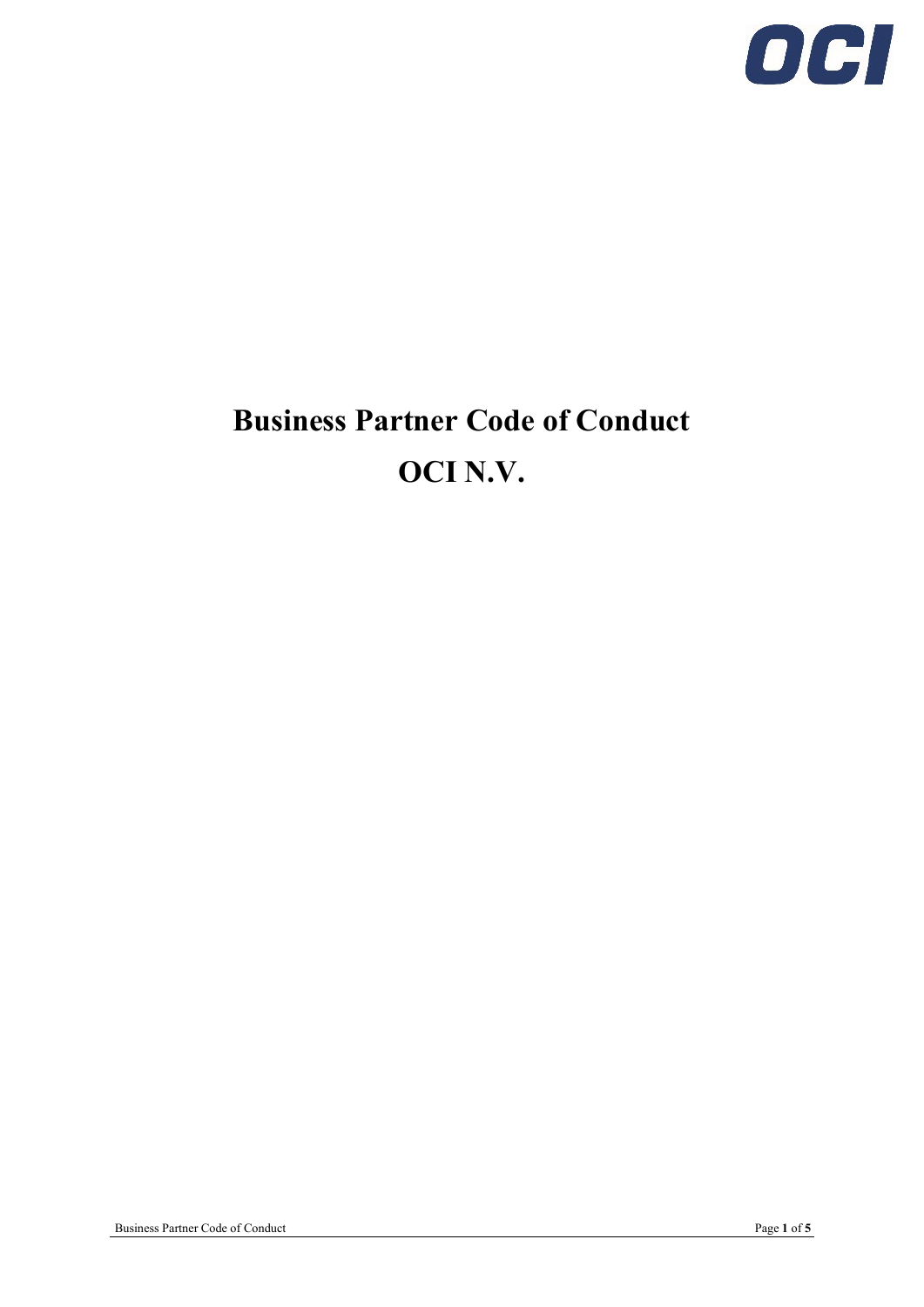# Business Partner Code of Conduct

# OCI N.V.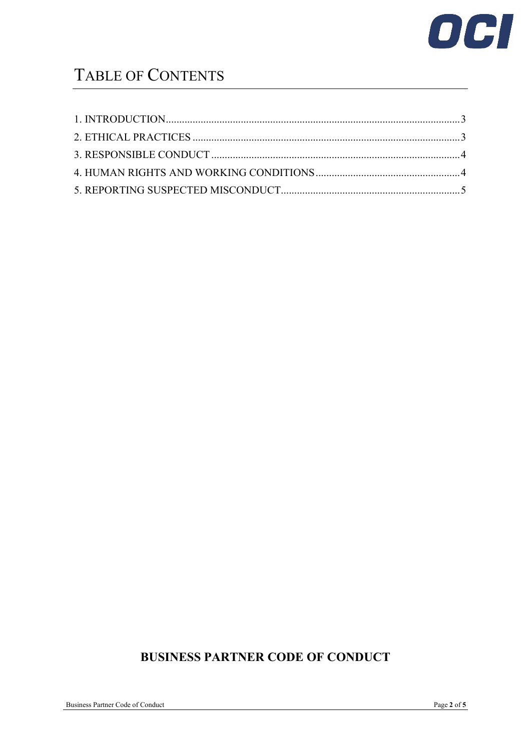# TABLE OF CONTENTS

1. INTRODUCTION ........................................................ 3
2. ETHICAL PRACTICES .................................................. 3
3. RESPONSIBLE CONDUCT .............................................. 4
4. HUMAN RIGHTS AND WORKING CONDITIONS ............................ 4
5. REPORTING SUSPECTED MISCONDUCT .................................. 5

**BUSINESS PARTNER CODE OF CONDUCT**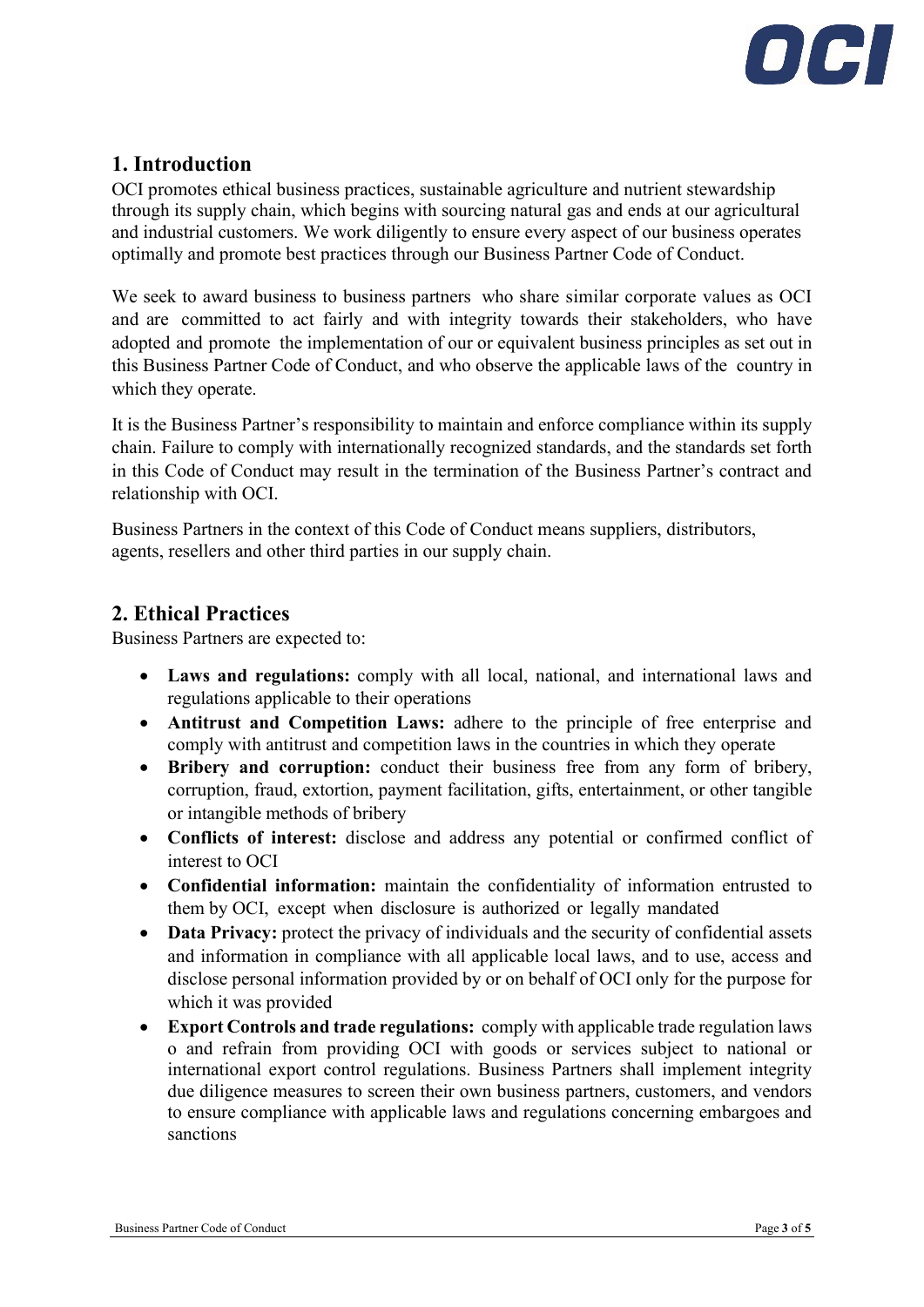## 1. Introduction

OCI promotes ethical business practices, sustainable agriculture and nutrient stewardship through its supply chain, which begins with sourcing natural gas and ends at our agricultural and industrial customers. We work diligently to ensure every aspect of our business operates optimally and promote best practices through our Business Partner Code of Conduct.

We seek to award business to business partners who share similar corporate values as OCI and are committed to act fairly and with integrity towards their stakeholders, who have adopted and promote the implementation of our or equivalent business principles as set out in this Business Partner Code of Conduct, and who observe the applicable laws of the country in which they operate.

It is the Business Partner's responsibility to maintain and enforce compliance within its supply chain. Failure to comply with internationally recognized standards, and the standards set forth in this Code of Conduct may result in the termination of the Business Partner's contract and relationship with OCI.

Business Partners in the context of this Code of Conduct means suppliers, distributors, agents, resellers and other third parties in our supply chain.

## 2. Ethical Practices

Business Partners are expected to:

- **Laws and regulations:** comply with all local, national, and international laws and regulations applicable to their operations
- **Antitrust and Competition Laws:** adhere to the principle of free enterprise and comply with antitrust and competition laws in the countries in which they operate
- **Bribery and corruption:** conduct their business free from any form of bribery, corruption, fraud, extortion, payment facilitation, gifts, entertainment, or other tangible or intangible methods of bribery
- **Conflicts of interest:** disclose and address any potential or confirmed conflict of interest to OCI
- **Confidential information:** maintain the confidentiality of information entrusted to them by OCI, except when disclosure is authorized or legally mandated
- **Data Privacy:** protect the privacy of individuals and the security of confidential assets and information in compliance with all applicable local laws, and to use, access and disclose personal information provided by or on behalf of OCI only for the purpose for which it was provided
- **Export Controls and trade regulations:** comply with applicable trade regulation laws o and refrain from providing OCI with goods or services subject to national or international export control regulations. Business Partners shall implement integrity due diligence measures to screen their own business partners, customers, and vendors to ensure compliance with applicable laws and regulations concerning embargoes and sanctions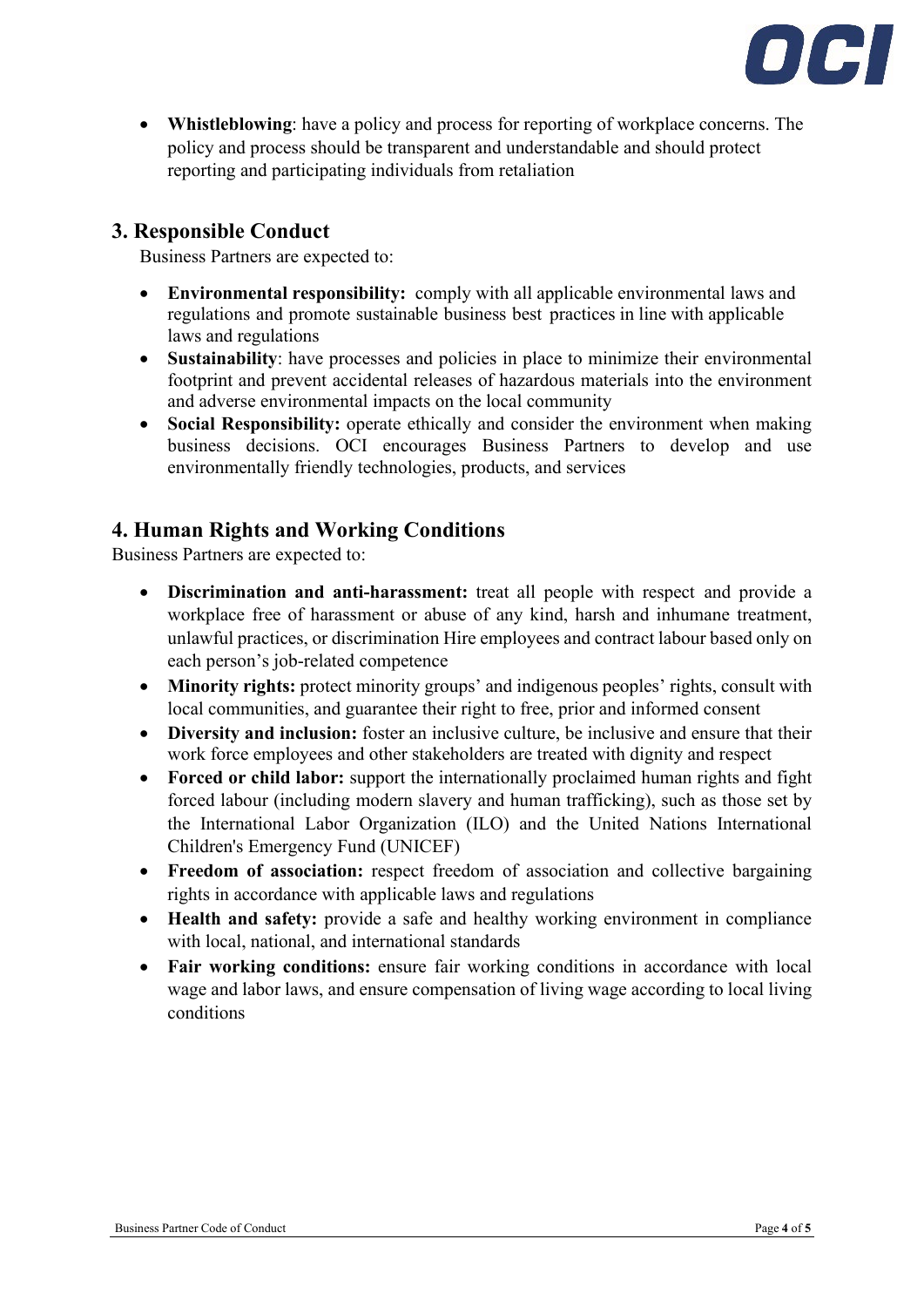- **Whistleblowing**: have a policy and process for reporting of workplace concerns. The policy and process should be transparent and understandable and should protect reporting and participating individuals from retaliation

## 3. Responsible Conduct

Business Partners are expected to:

- **Environmental responsibility:** comply with all applicable environmental laws and regulations and promote sustainable business best practices in line with applicable laws and regulations
- **Sustainability**: have processes and policies in place to minimize their environmental footprint and prevent accidental releases of hazardous materials into the environment and adverse environmental impacts on the local community
- **Social Responsibility:** operate ethically and consider the environment when making business decisions. OCI encourages Business Partners to develop and use environmentally friendly technologies, products, and services

## 4. Human Rights and Working Conditions

Business Partners are expected to:

- **Discrimination and anti-harassment:** treat all people with respect and provide a workplace free of harassment or abuse of any kind, harsh and inhumane treatment, unlawful practices, or discrimination Hire employees and contract labour based only on each person's job-related competence
- **Minority rights:** protect minority groups' and indigenous peoples' rights, consult with local communities, and guarantee their right to free, prior and informed consent
- **Diversity and inclusion:** foster an inclusive culture, be inclusive and ensure that their work force employees and other stakeholders are treated with dignity and respect
- **Forced or child labor:** support the internationally proclaimed human rights and fight forced labour (including modern slavery and human trafficking), such as those set by the International Labor Organization (ILO) and the United Nations International Children's Emergency Fund (UNICEF)
- **Freedom of association:** respect freedom of association and collective bargaining rights in accordance with applicable laws and regulations
- **Health and safety:** provide a safe and healthy working environment in compliance with local, national, and international standards
- **Fair working conditions:** ensure fair working conditions in accordance with local wage and labor laws, and ensure compensation of living wage according to local living conditions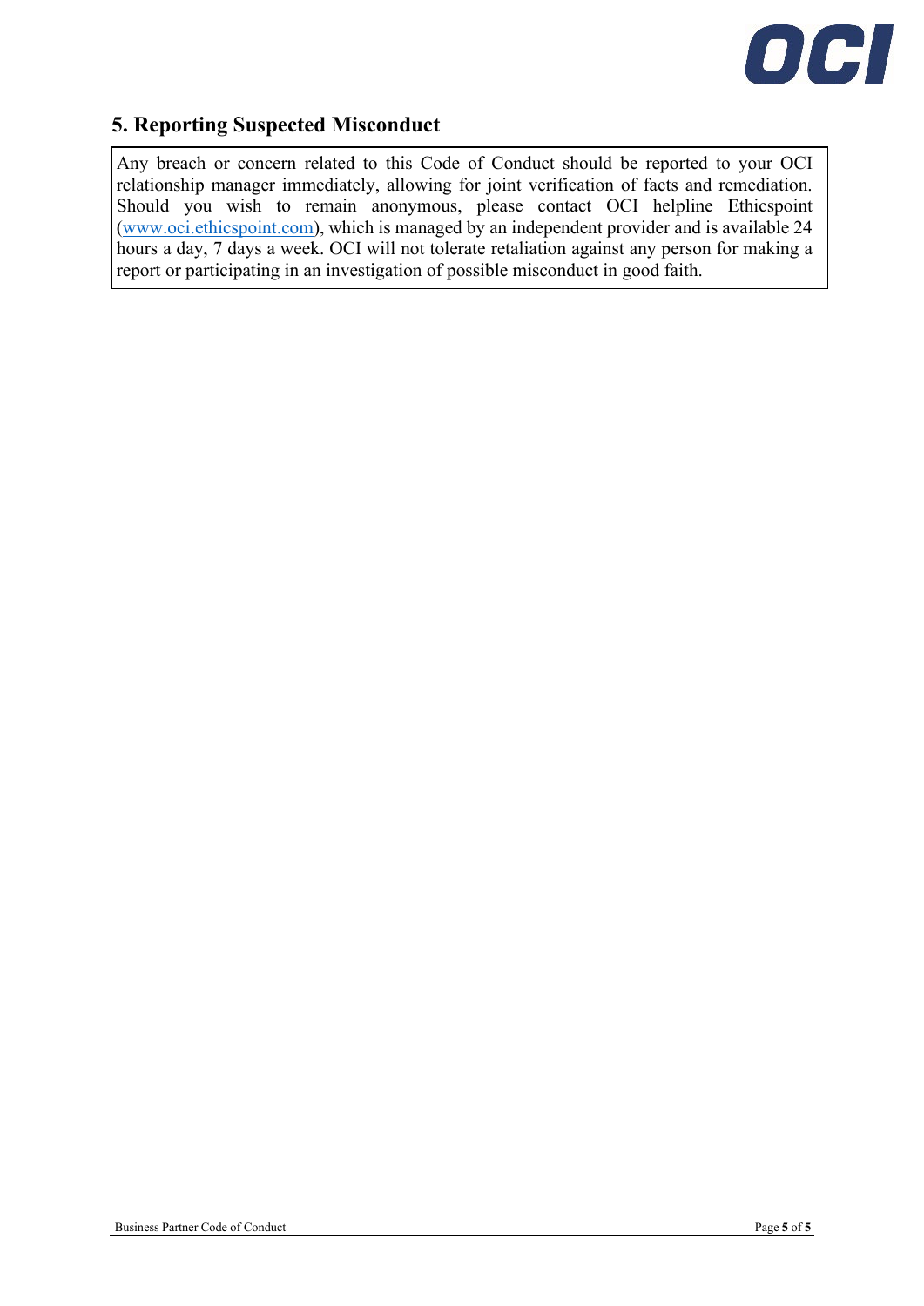## 5. Reporting Suspected Misconduct

Any breach or concern related to this Code of Conduct should be reported to your OCI relationship manager immediately, allowing for joint verification of facts and remediation. Should you wish to remain anonymous, please contact OCI helpline Ethicspoint (www.oci.ethicspoint.com), which is managed by an independent provider and is available 24 hours a day, 7 days a week. OCI will not tolerate retaliation against any person for making a report or participating in an investigation of possible misconduct in good faith.